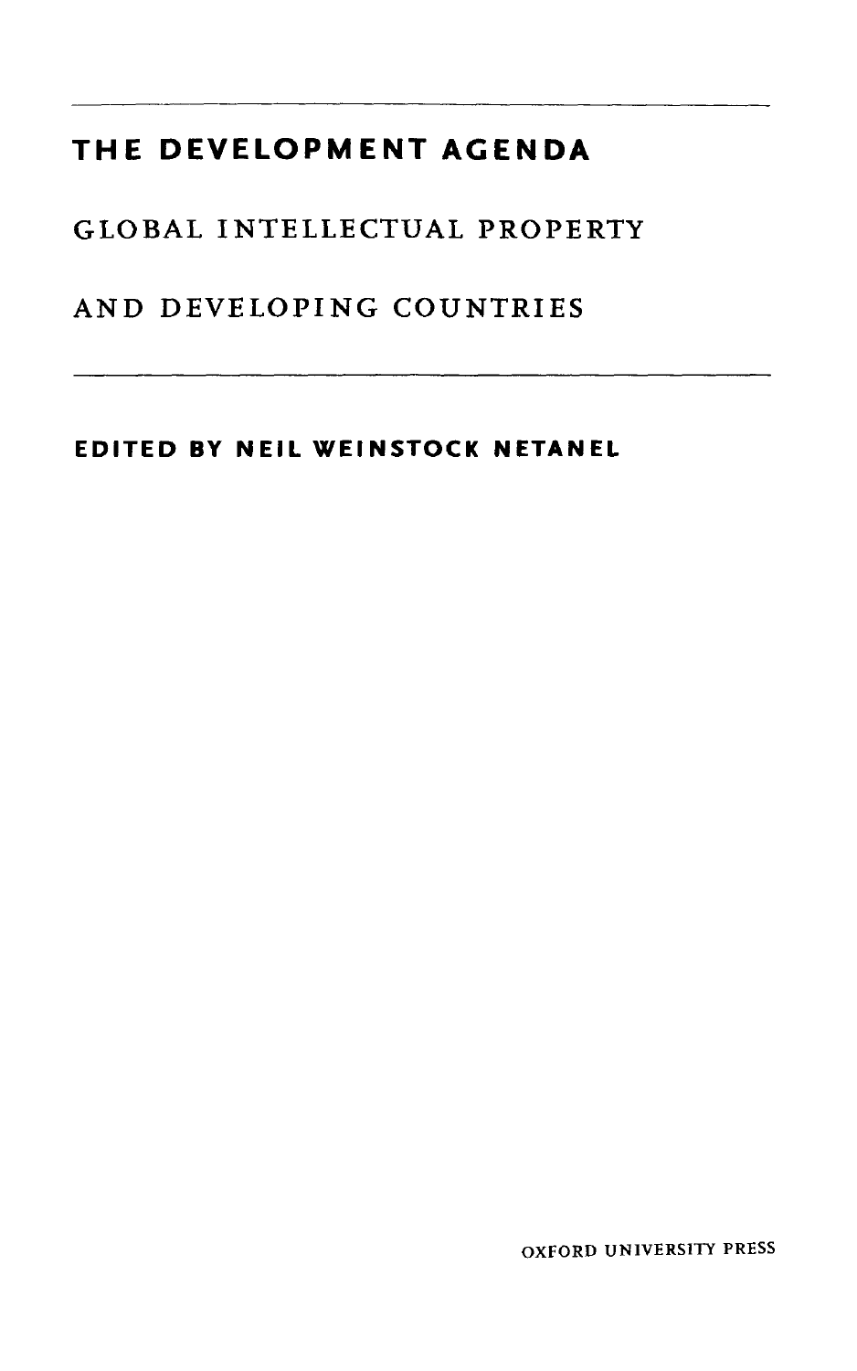# THE DEVELOPMENT AGENDA

## GLOBAL INTELLECTUAL PROPERTY AND DEVELOPING COUNTRIES

**EDITED BY NEIL WEINSTOCK NETANEL**

OXFORD UNIVERSITY PRESS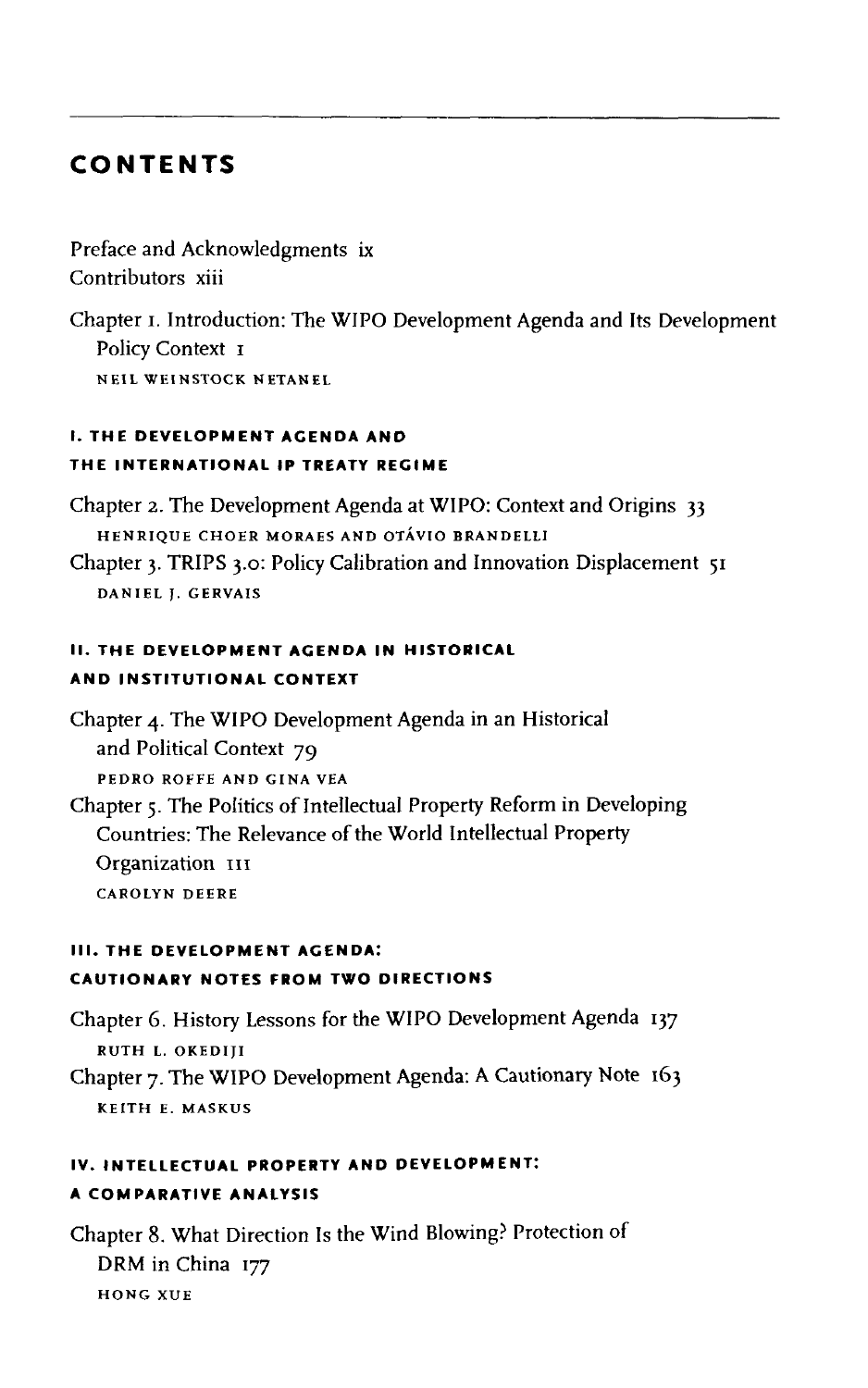# CONTENTS

Preface and Acknowledgments ix

Contributors xiii

Chapter 1. Introduction: The WIPO Development Agenda and Its Development Policy Context 1
NEIL WEINSTOCK NETANEL

## I. THE DEVELOPMENT AGENDA AND THE INTERNATIONAL IP TREATY REGIME

Chapter 2. The Development Agenda at WIPO: Context and Origins 33
HENRIQUE CHOER MORAES AND OTÁVIO BRANDELLI

Chapter 3. TRIPS 3.0: Policy Calibration and Innovation Displacement 51
DANIEL J. GERVAIS

## II. THE DEVELOPMENT AGENDA IN HISTORICAL AND INSTITUTIONAL CONTEXT

Chapter 4. The WIPO Development Agenda in an Historical and Political Context 79
PEDRO ROFFE AND GINA VEA

Chapter 5. The Politics of Intellectual Property Reform in Developing Countries: The Relevance of the World Intellectual Property Organization 111
CAROLYN DEERE

## III. THE DEVELOPMENT AGENDA: CAUTIONARY NOTES FROM TWO DIRECTIONS

Chapter 6. History Lessons for the WIPO Development Agenda 137
RUTH L. OKEDIJI

Chapter 7. The WIPO Development Agenda: A Cautionary Note 163
KEITH E. MASKUS

## IV. INTELLECTUAL PROPERTY AND DEVELOPMENT: A COMPARATIVE ANALYSIS

Chapter 8. What Direction Is the Wind Blowing? Protection of DRM in China 177
HONG XUE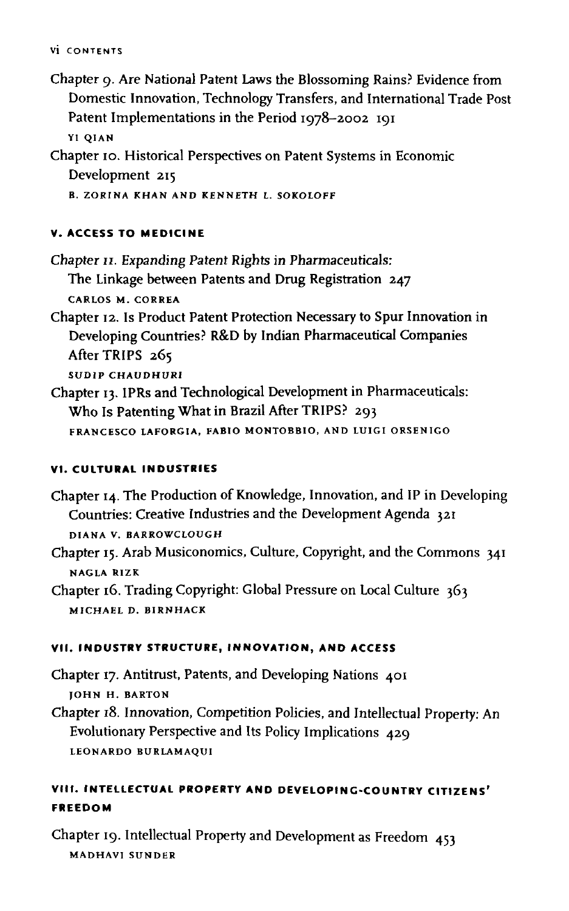Chapter 9. Are National Patent Laws the Blossoming Rains? Evidence from Domestic Innovation, Technology Transfers, and International Trade Post Patent Implementations in the Period 1978–2002 191
YI QIAN

Chapter 10. Historical Perspectives on Patent Systems in Economic Development 215
B. ZORINA KHAN AND KENNETH L. SOKOLOFF

## V. ACCESS TO MEDICINE

*Chapter 11. Expanding Patent Rights in Pharmaceuticals:* The Linkage between Patents and Drug Registration 247
CARLOS M. CORREA

Chapter 12. Is Product Patent Protection Necessary to Spur Innovation in Developing Countries? R&D by Indian Pharmaceutical Companies After TRIPS 265
*SUDIP CHAUDHURI*

Chapter 13. IPRs and Technological Development in Pharmaceuticals: Who Is Patenting What in Brazil After TRIPS? 293
FRANCESCO LAFORGIA, FABIO MONTOBBIO, AND LUIGI ORSENIGO

## VI. CULTURAL INDUSTRIES

Chapter 14. The Production of Knowledge, Innovation, and IP in Developing Countries: Creative Industries and the Development Agenda 321
DIANA V. BARROWCLOUGH

Chapter 15. Arab Musiconomics, Culture, Copyright, and the Commons 341
NAGLA RIZK

Chapter 16. Trading Copyright: Global Pressure on Local Culture 363
MICHAEL D. BIRNHACK

## VII. INDUSTRY STRUCTURE, INNOVATION, AND ACCESS

Chapter 17. Antitrust, Patents, and Developing Nations 401
JOHN H. BARTON

Chapter 18. Innovation, Competition Policies, and Intellectual Property: An Evolutionary Perspective and Its Policy Implications 429
LEONARDO BURLAMAQUI

## VIII. INTELLECTUAL PROPERTY AND DEVELOPING-COUNTRY CITIZENS' FREEDOM

Chapter 19. Intellectual Property and Development as Freedom 453
MADHAVI SUNDER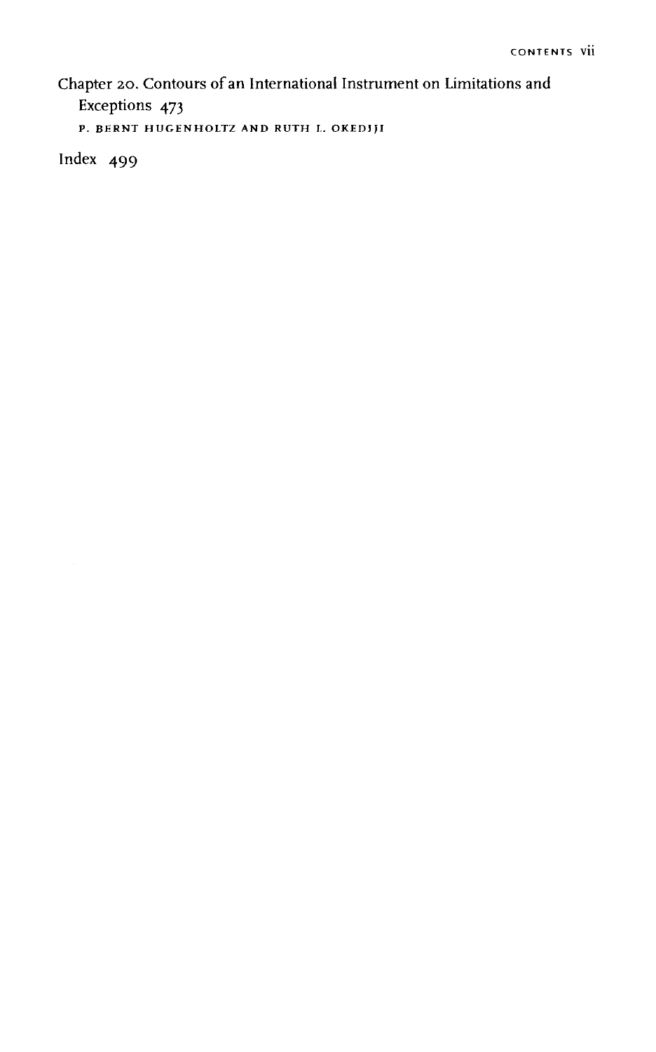Chapter 20. Contours of an International Instrument on Limitations and Exceptions 473

P. BERNT HUGENHOLTZ AND RUTH L. OKEDIJI

Index 499